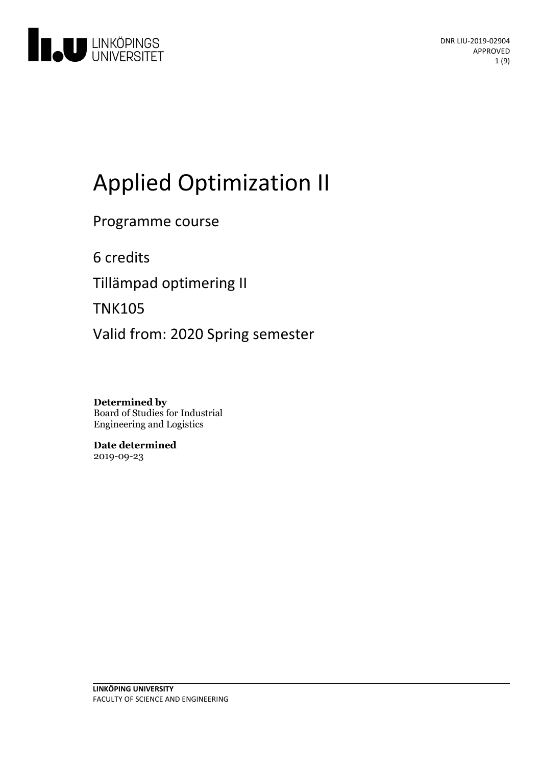DNR LIU-2019-02904
APPROVED

# Applied Optimization II

Programme course

6 credits

Tillämpad optimering II

TNK105

Valid from: 2020 Spring semester

**Determined by**
Board of Studies for Industrial Engineering and Logistics

**Date determined**
2019-09-23

**LINKÖPING UNIVERSITY**
FACULTY OF SCIENCE AND ENGINEERING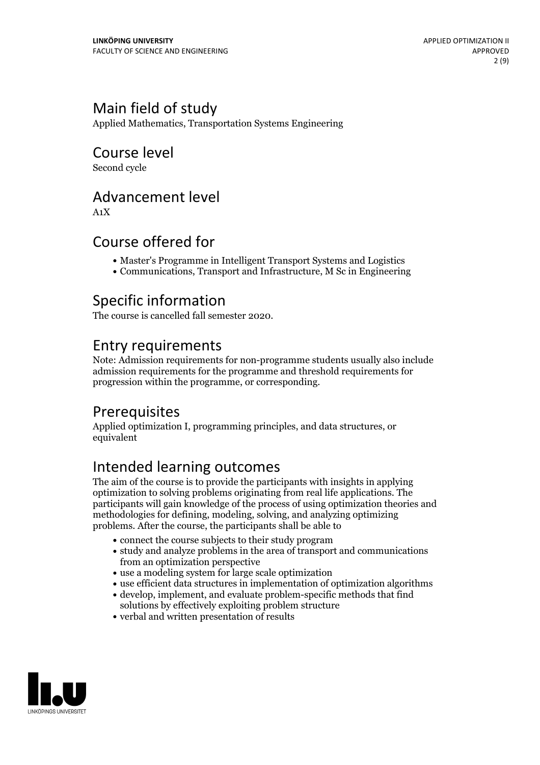## Main field of study

Applied Mathematics, Transportation Systems Engineering

## Course level

Second cycle

## Advancement level

A1X

## Course offered for

- Master's Programme in Intelligent Transport Systems and Logistics
- Communications, Transport and Infrastructure, M Sc in Engineering

## Specific information

The course is cancelled fall semester 2020.

## Entry requirements

Note: Admission requirements for non-programme students usually also include admission requirements for the programme and threshold requirements for progression within the programme, or corresponding.

## Prerequisites

Applied optimization I, programming principles, and data structures, or equivalent

## Intended learning outcomes

The aim of the course is to provide the participants with insights in applying optimization to solving problems originating from real life applications. The participants will gain knowledge of the process of using optimization theories and methodologies for defining, modeling, solving, and analyzing optimizing problems. After the course, the participants shall be able to

- connect the course subjects to their study program
- study and analyze problems in the area of transport and communications from an optimization perspective
- use a modeling system for large scale optimization
- use efficient data structures in implementation of optimization algorithms
- develop, implement, and evaluate problem-specific methods that find solutions by effectively exploiting problem structure
- verbal and written presentation of results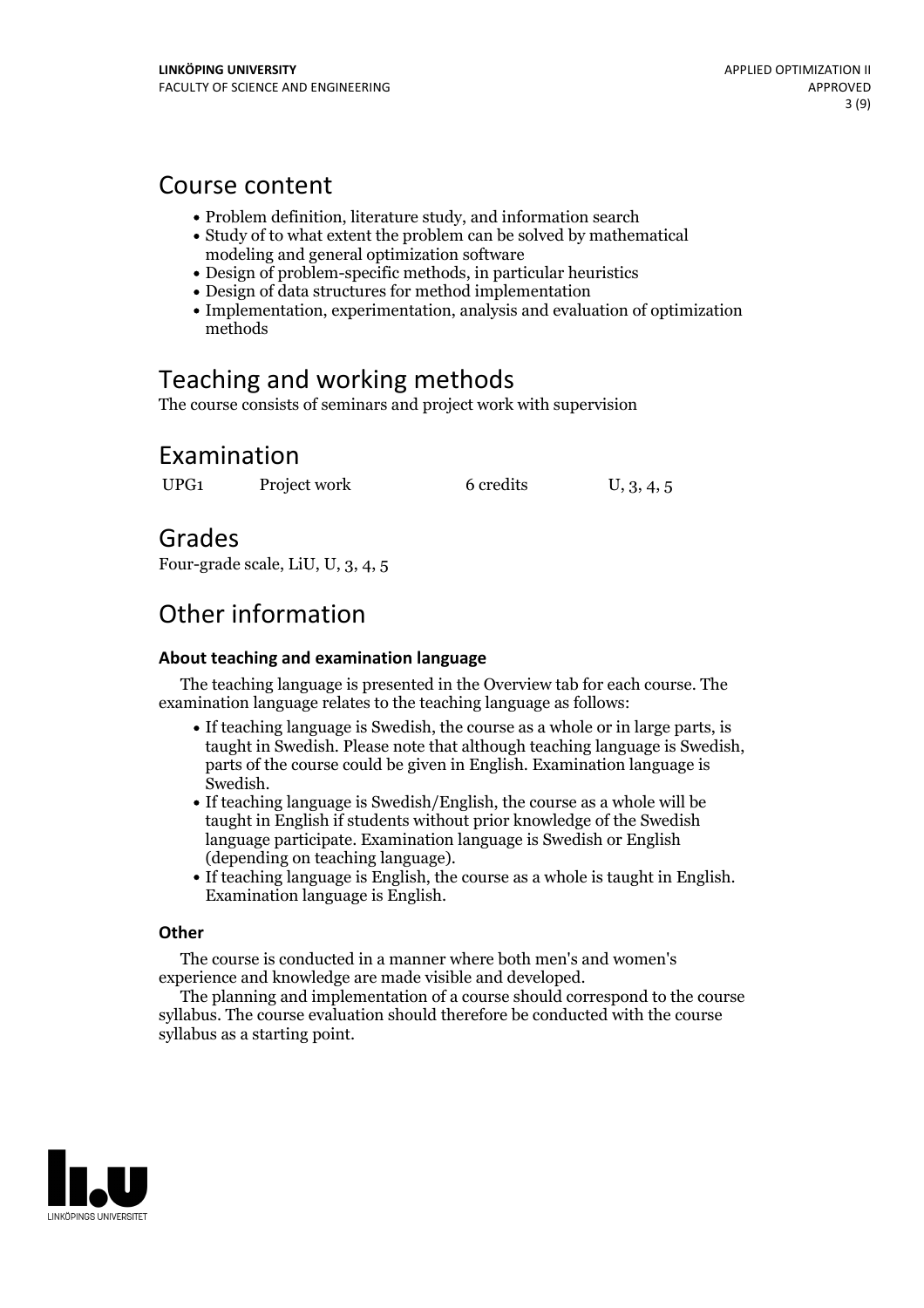## Course content

- Problem definition, literature study, and information search
- Study of to what extent the problem can be solved by mathematical modeling and general optimization software
- Design of problem-specific methods, in particular heuristics
- Design of data structures for method implementation
- Implementation, experimentation, analysis and evaluation of optimization methods

## Teaching and working methods

The course consists of seminars and project work with supervision

## Examination

| | | | |
|---|---|---|---|
| UPG1 | Project work | 6 credits | U, 3, 4, 5 |

## Grades

Four-grade scale, LiU, U, 3, 4, 5

## Other information

### About teaching and examination language

The teaching language is presented in the Overview tab for each course. The examination language relates to the teaching language as follows:

- If teaching language is Swedish, the course as a whole or in large parts, is taught in Swedish. Please note that although teaching language is Swedish, parts of the course could be given in English. Examination language is Swedish.
- If teaching language is Swedish/English, the course as a whole will be taught in English if students without prior knowledge of the Swedish language participate. Examination language is Swedish or English (depending on teaching language).
- If teaching language is English, the course as a whole is taught in English. Examination language is English.

### Other

The course is conducted in a manner where both men's and women's experience and knowledge are made visible and developed.

The planning and implementation of a course should correspond to the course syllabus. The course evaluation should therefore be conducted with the course syllabus as a starting point.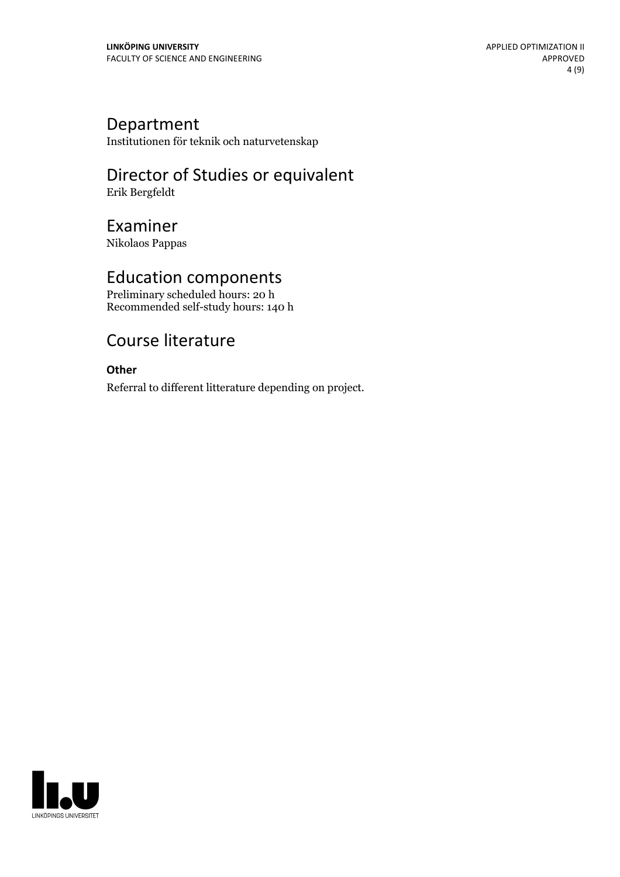## Department
Institutionen för teknik och naturvetenskap

## Director of Studies or equivalent
Erik Bergfeldt

## Examiner
Nikolaos Pappas

## Education components
Preliminary scheduled hours: 20 h
Recommended self-study hours: 140 h

## Course literature

**Other**

Referral to different litterature depending on project.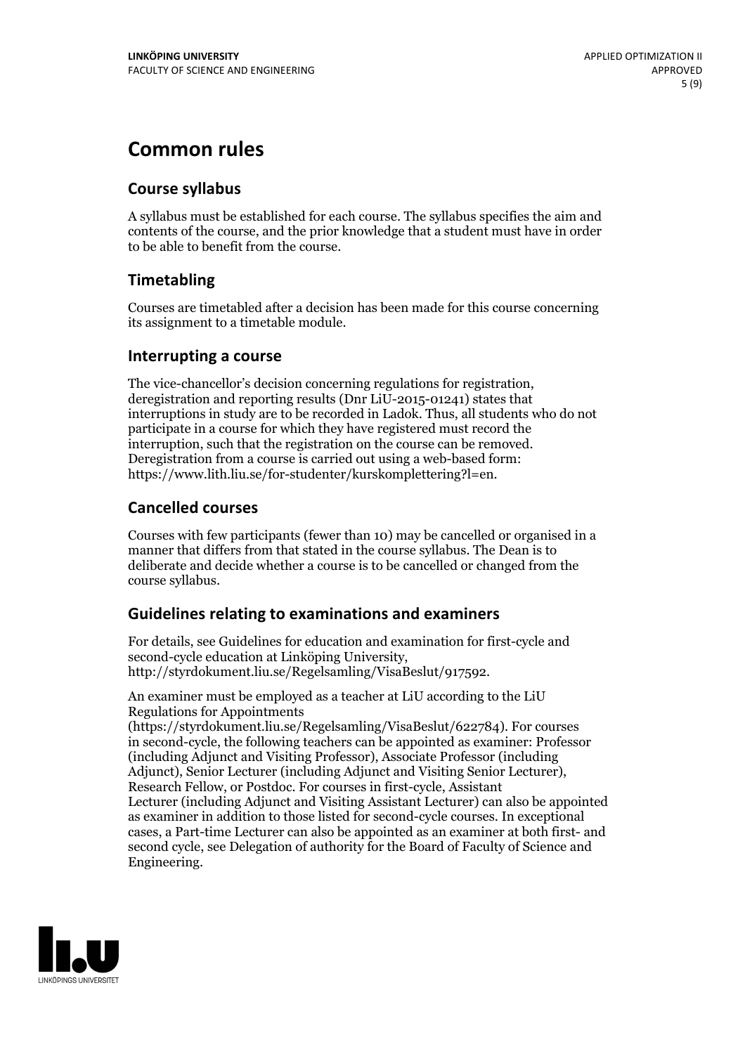# Common rules

## Course syllabus

A syllabus must be established for each course. The syllabus specifies the aim and contents of the course, and the prior knowledge that a student must have in order to be able to benefit from the course.

## Timetabling

Courses are timetabled after a decision has been made for this course concerning its assignment to a timetable module.

## Interrupting a course

The vice-chancellor's decision concerning regulations for registration, deregistration and reporting results (Dnr LiU-2015-01241) states that interruptions in study are to be recorded in Ladok. Thus, all students who do not participate in a course for which they have registered must record the interruption, such that the registration on the course can be removed. Deregistration from a course is carried out using a web-based form: https://www.lith.liu.se/for-studenter/kurskomplettering?l=en.

## Cancelled courses

Courses with few participants (fewer than 10) may be cancelled or organised in a manner that differs from that stated in the course syllabus. The Dean is to deliberate and decide whether a course is to be cancelled or changed from the course syllabus.

## Guidelines relating to examinations and examiners

For details, see Guidelines for education and examination for first-cycle and second-cycle education at Linköping University, http://styrdokument.liu.se/Regelsamling/VisaBeslut/917592.

An examiner must be employed as a teacher at LiU according to the LiU Regulations for Appointments (https://styrdokument.liu.se/Regelsamling/VisaBeslut/622784). For courses in second-cycle, the following teachers can be appointed as examiner: Professor (including Adjunct and Visiting Professor), Associate Professor (including Adjunct), Senior Lecturer (including Adjunct and Visiting Senior Lecturer), Research Fellow, or Postdoc. For courses in first-cycle, Assistant Lecturer (including Adjunct and Visiting Assistant Lecturer) can also be appointed as examiner in addition to those listed for second-cycle courses. In exceptional cases, a Part-time Lecturer can also be appointed as an examiner at both first- and second cycle, see Delegation of authority for the Board of Faculty of Science and Engineering.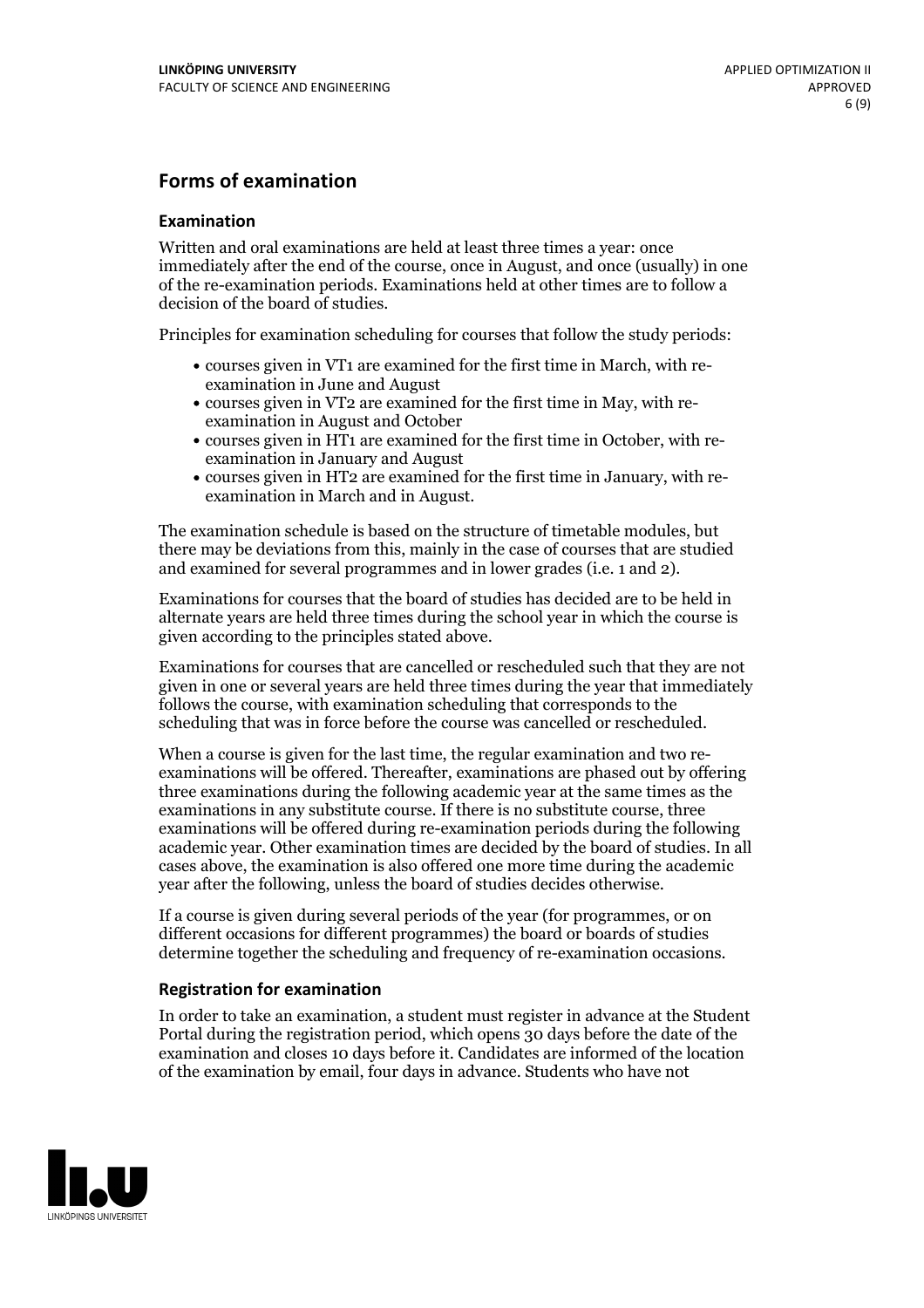## Forms of examination

### Examination

Written and oral examinations are held at least three times a year: once immediately after the end of the course, once in August, and once (usually) in one of the re-examination periods. Examinations held at other times are to follow a decision of the board of studies.

Principles for examination scheduling for courses that follow the study periods:

- courses given in VT1 are examined for the first time in March, with re-examination in June and August
- courses given in VT2 are examined for the first time in May, with re-examination in August and October
- courses given in HT1 are examined for the first time in October, with re-examination in January and August
- courses given in HT2 are examined for the first time in January, with re-examination in March and in August.

The examination schedule is based on the structure of timetable modules, but there may be deviations from this, mainly in the case of courses that are studied and examined for several programmes and in lower grades (i.e. 1 and 2).

Examinations for courses that the board of studies has decided are to be held in alternate years are held three times during the school year in which the course is given according to the principles stated above.

Examinations for courses that are cancelled or rescheduled such that they are not given in one or several years are held three times during the year that immediately follows the course, with examination scheduling that corresponds to the scheduling that was in force before the course was cancelled or rescheduled.

When a course is given for the last time, the regular examination and two re-examinations will be offered. Thereafter, examinations are phased out by offering three examinations during the following academic year at the same times as the examinations in any substitute course. If there is no substitute course, three examinations will be offered during re-examination periods during the following academic year. Other examination times are decided by the board of studies. In all cases above, the examination is also offered one more time during the academic year after the following, unless the board of studies decides otherwise.

If a course is given during several periods of the year (for programmes, or on different occasions for different programmes) the board or boards of studies determine together the scheduling and frequency of re-examination occasions.

### Registration for examination

In order to take an examination, a student must register in advance at the Student Portal during the registration period, which opens 30 days before the date of the examination and closes 10 days before it. Candidates are informed of the location of the examination by email, four days in advance. Students who have not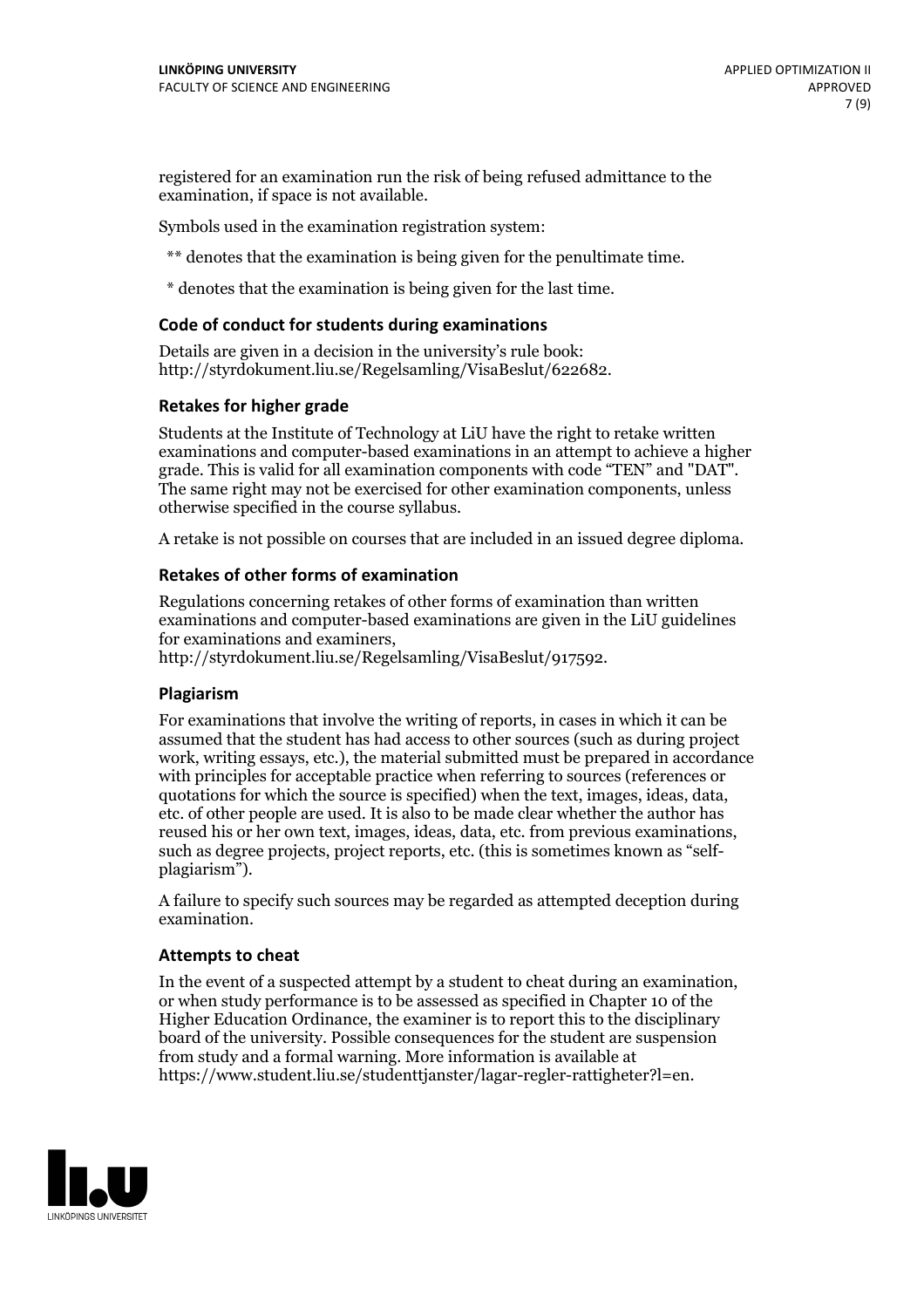registered for an examination run the risk of being refused admittance to the examination, if space is not available.

Symbols used in the examination registration system:

** denotes that the examination is being given for the penultimate time.

* denotes that the examination is being given for the last time.

### Code of conduct for students during examinations

Details are given in a decision in the university's rule book: http://styrdokument.liu.se/Regelsamling/VisaBeslut/622682.

### Retakes for higher grade

Students at the Institute of Technology at LiU have the right to retake written examinations and computer-based examinations in an attempt to achieve a higher grade. This is valid for all examination components with code "TEN" and "DAT". The same right may not be exercised for other examination components, unless otherwise specified in the course syllabus.

A retake is not possible on courses that are included in an issued degree diploma.

### Retakes of other forms of examination

Regulations concerning retakes of other forms of examination than written examinations and computer-based examinations are given in the LiU guidelines for examinations and examiners, http://styrdokument.liu.se/Regelsamling/VisaBeslut/917592.

### Plagiarism

For examinations that involve the writing of reports, in cases in which it can be assumed that the student has had access to other sources (such as during project work, writing essays, etc.), the material submitted must be prepared in accordance with principles for acceptable practice when referring to sources (references or quotations for which the source is specified) when the text, images, ideas, data, etc. of other people are used. It is also to be made clear whether the author has reused his or her own text, images, ideas, data, etc. from previous examinations, such as degree projects, project reports, etc. (this is sometimes known as "self-plagiarism").

A failure to specify such sources may be regarded as attempted deception during examination.

### Attempts to cheat

In the event of a suspected attempt by a student to cheat during an examination, or when study performance is to be assessed as specified in Chapter 10 of the Higher Education Ordinance, the examiner is to report this to the disciplinary board of the university. Possible consequences for the student are suspension from study and a formal warning. More information is available at https://www.student.liu.se/studenttjanster/lagar-regler-rattigheter?l=en.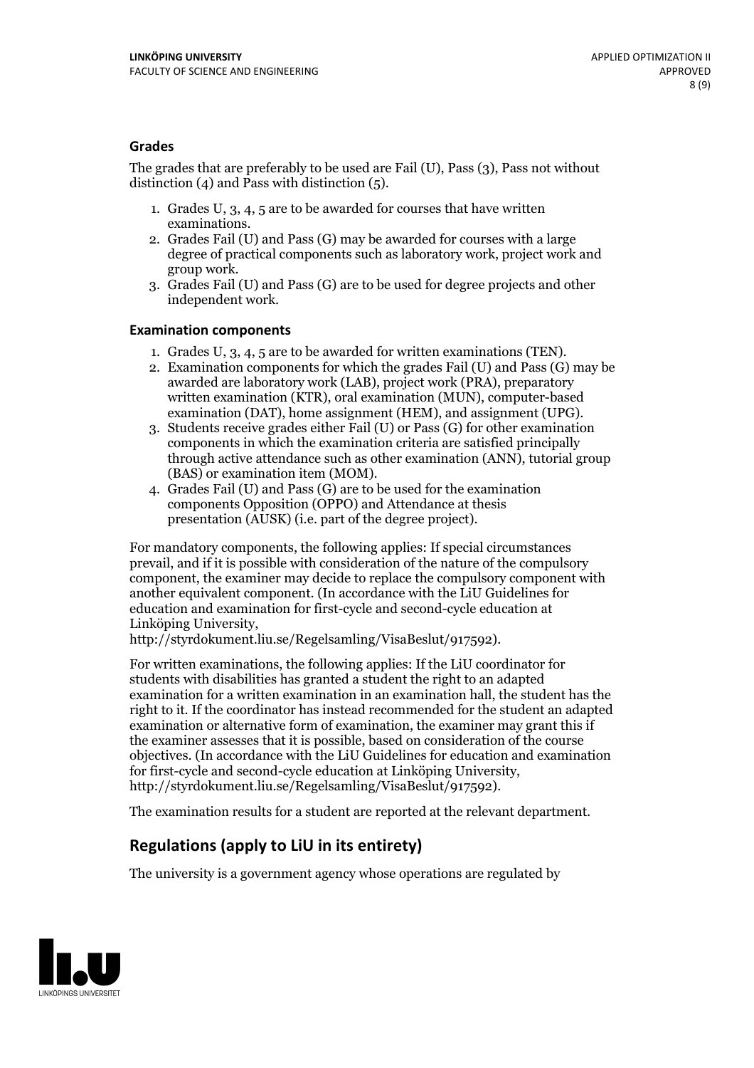### Grades

The grades that are preferably to be used are Fail (U), Pass (3), Pass not without distinction (4) and Pass with distinction (5).

1. Grades U, 3, 4, 5 are to be awarded for courses that have written examinations.
2. Grades Fail (U) and Pass (G) may be awarded for courses with a large degree of practical components such as laboratory work, project work and group work.
3. Grades Fail (U) and Pass (G) are to be used for degree projects and other independent work.

### Examination components

1. Grades U, 3, 4, 5 are to be awarded for written examinations (TEN).
2. Examination components for which the grades Fail (U) and Pass (G) may be awarded are laboratory work (LAB), project work (PRA), preparatory written examination (KTR), oral examination (MUN), computer-based examination (DAT), home assignment (HEM), and assignment (UPG).
3. Students receive grades either Fail (U) or Pass (G) for other examination components in which the examination criteria are satisfied principally through active attendance such as other examination (ANN), tutorial group (BAS) or examination item (MOM).
4. Grades Fail (U) and Pass (G) are to be used for the examination components Opposition (OPPO) and Attendance at thesis presentation (AUSK) (i.e. part of the degree project).

For mandatory components, the following applies: If special circumstances prevail, and if it is possible with consideration of the nature of the compulsory component, the examiner may decide to replace the compulsory component with another equivalent component. (In accordance with the LiU Guidelines for education and examination for first-cycle and second-cycle education at Linköping University, http://styrdokument.liu.se/Regelsamling/VisaBeslut/917592).

For written examinations, the following applies: If the LiU coordinator for students with disabilities has granted a student the right to an adapted examination for a written examination in an examination hall, the student has the right to it. If the coordinator has instead recommended for the student an adapted examination or alternative form of examination, the examiner may grant this if the examiner assesses that it is possible, based on consideration of the course objectives. (In accordance with the LiU Guidelines for education and examination for first-cycle and second-cycle education at Linköping University, http://styrdokument.liu.se/Regelsamling/VisaBeslut/917592).

The examination results for a student are reported at the relevant department.

## Regulations (apply to LiU in its entirety)

The university is a government agency whose operations are regulated by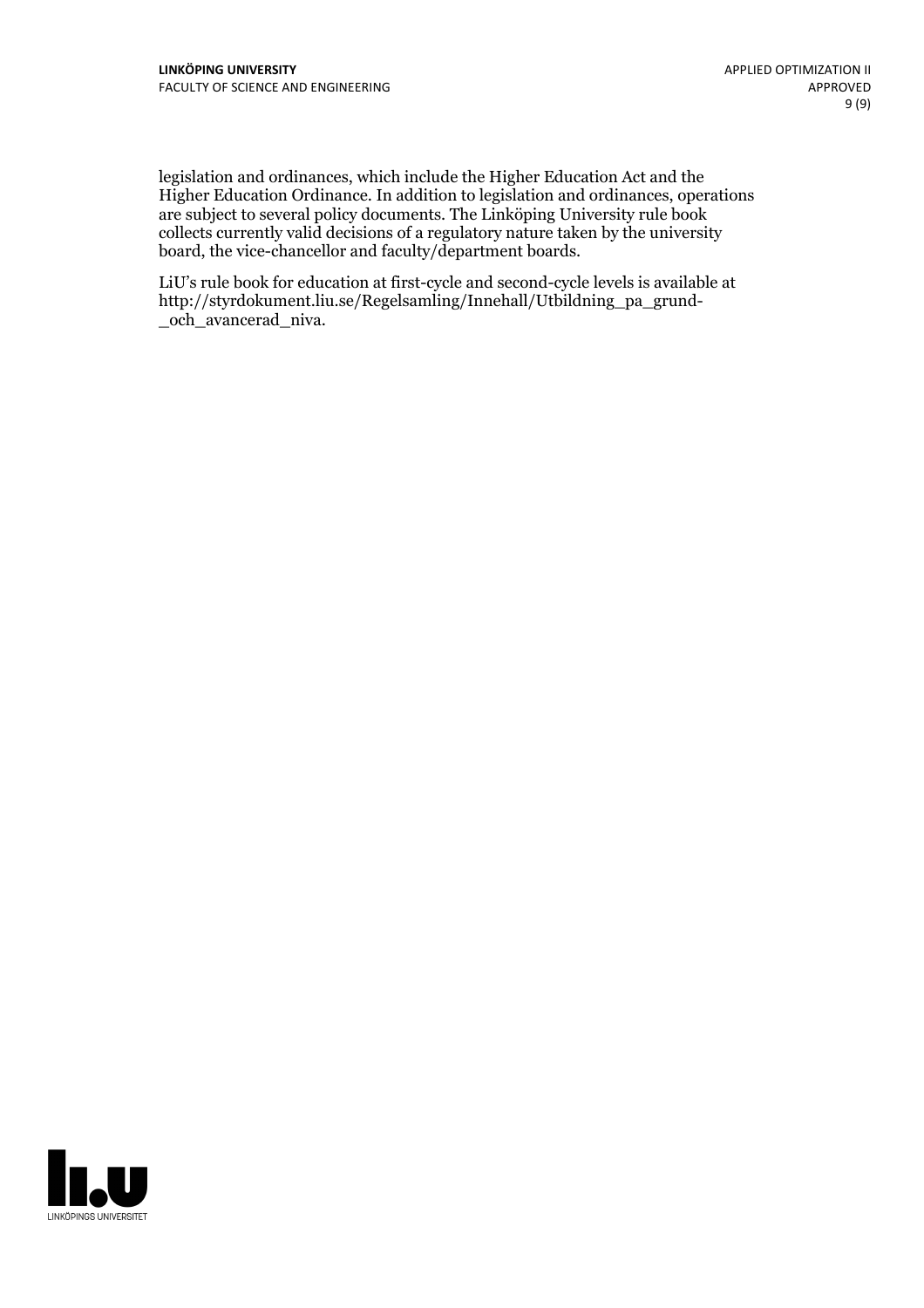legislation and ordinances, which include the Higher Education Act and the Higher Education Ordinance. In addition to legislation and ordinances, operations are subject to several policy documents. The Linköping University rule book collects currently valid decisions of a regulatory nature taken by the university board, the vice-chancellor and faculty/department boards.

LiU's rule book for education at first-cycle and second-cycle levels is available at http://styrdokument.liu.se/Regelsamling/Innehall/Utbildning_pa_grund-_och_avancerad_niva.